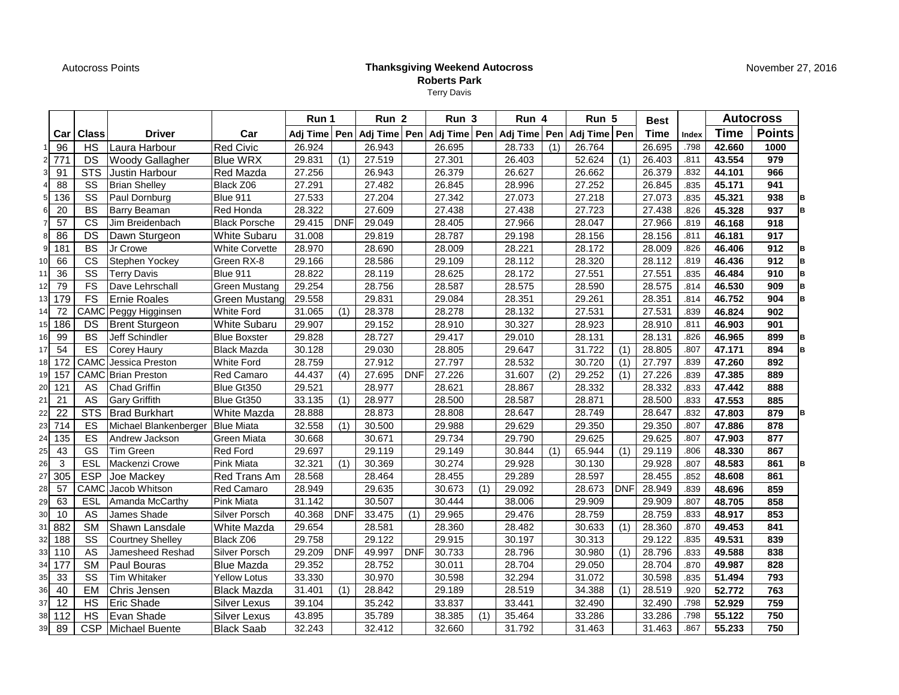Autocross Points

**Thanksgiving Weekend Autocross**
**Roberts Park**
Terry Davis

November 27, 2016

| | | | | | Run 1 | | Run 2 | | Run 3 | | Run 4 | | Run 5 | | Best | | Autocross | | |
|---|---|---|---|---|---|---|---|---|---|---|---|---|---|---|---|---|---|---|---|
| | Car | Class | Driver | Car | Adj Time | Pen | Adj Time | Pen | Adj Time | Pen | Adj Time | Pen | Adj Time | Pen | Time | Index | Time | Points | |
| 1 | 96 | HS | Laura Harbour | Red Civic | 26.924 | | 26.943 | | 26.695 | | 28.733 | (1) | 26.764 | | 26.695 | .798 | **42.660** | **1000** | |
| 2 | 771 | DS | Woody Gallagher | Blue WRX | 29.831 | (1) | 27.519 | | 27.301 | | 26.403 | | 52.624 | (1) | 26.403 | .811 | **43.554** | **979** | |
| 3 | 91 | STS | Justin Harbour | Red Mazda | 27.256 | | 26.943 | | 26.379 | | 26.627 | | 26.662 | | 26.379 | .832 | **44.101** | **966** | |
| 4 | 88 | SS | Brian Shelley | Black Z06 | 27.291 | | 27.482 | | 26.845 | | 28.996 | | 27.252 | | 26.845 | .835 | **45.171** | **941** | |
| 5 | 136 | SS | Paul Dornburg | Blue 911 | 27.533 | | 27.204 | | 27.342 | | 27.073 | | 27.218 | | 27.073 | .835 | **45.321** | **938** | B |
| 6 | 20 | BS | Barry Beaman | Red Honda | 28.322 | | 27.609 | | 27.438 | | 27.438 | | 27.723 | | 27.438 | .826 | **45.328** | **937** | B |
| 7 | 57 | CS | Jim Breidenbach | Black Porsche | 29.415 | DNF | 29.049 | | 28.405 | | 27.966 | | 28.047 | | 27.966 | .819 | **46.168** | **918** | |
| 8 | 86 | DS | Dawn Sturgeon | White Subaru | 31.008 | | 29.819 | | 28.787 | | 29.198 | | 28.156 | | 28.156 | .811 | **46.181** | **917** | |
| 9 | 181 | BS | Jr Crowe | White Corvette | 28.970 | | 28.690 | | 28.009 | | 28.221 | | 28.172 | | 28.009 | .826 | **46.406** | **912** | B |
| 10 | 66 | CS | Stephen Yockey | Green RX-8 | 29.166 | | 28.586 | | 29.109 | | 28.112 | | 28.320 | | 28.112 | .819 | **46.436** | **912** | B |
| 11 | 36 | SS | Terry Davis | Blue 911 | 28.822 | | 28.119 | | 28.625 | | 28.172 | | 27.551 | | 27.551 | .835 | **46.484** | **910** | B |
| 12 | 79 | FS | Dave Lehrschall | Green Mustang | 29.254 | | 28.756 | | 28.587 | | 28.575 | | 28.590 | | 28.575 | .814 | **46.530** | **909** | B |
| 13 | 179 | FS | Ernie Roales | Green Mustang | 29.558 | | 29.831 | | 29.084 | | 28.351 | | 29.261 | | 28.351 | .814 | **46.752** | **904** | B |
| 14 | 72 | CAMC | Peggy Higginsen | White Ford | 31.065 | (1) | 28.378 | | 28.278 | | 28.132 | | 27.531 | | 27.531 | .839 | **46.824** | **902** | |
| 15 | 186 | DS | Brent Sturgeon | White Subaru | 29.907 | | 29.152 | | 28.910 | | 30.327 | | 28.923 | | 28.910 | .811 | **46.903** | **901** | |
| 16 | 99 | BS | Jeff Schindler | Blue Boxster | 29.828 | | 28.727 | | 29.417 | | 29.010 | | 28.131 | | 28.131 | .826 | **46.965** | **899** | B |
| 17 | 54 | ES | Corey Haury | Black Mazda | 30.128 | | 29.030 | | 28.805 | | 29.647 | | 31.722 | (1) | 28.805 | .807 | **47.171** | **894** | B |
| 18 | 172 | CAMC | Jessica Preston | White Ford | 28.759 | | 27.912 | | 27.797 | | 28.532 | | 30.720 | (1) | 27.797 | .839 | **47.260** | **892** | |
| 19 | 157 | CAMC | Brian Preston | Red Camaro | 44.437 | (4) | 27.695 | DNF | 27.226 | | 31.607 | (2) | 29.252 | (1) | 27.226 | .839 | **47.385** | **889** | |
| 20 | 121 | AS | Chad Griffin | Blue Gt350 | 29.521 | | 28.977 | | 28.621 | | 28.867 | | 28.332 | | 28.332 | .833 | **47.442** | **888** | |
| 21 | 21 | AS | Gary Griffith | Blue Gt350 | 33.135 | (1) | 28.977 | | 28.500 | | 28.587 | | 28.871 | | 28.500 | .833 | **47.553** | **885** | |
| 22 | 22 | STS | Brad Burkhart | White Mazda | 28.888 | | 28.873 | | 28.808 | | 28.647 | | 28.749 | | 28.647 | .832 | **47.803** | **879** | B |
| 23 | 714 | ES | Michael Blankenberger | Blue Miata | 32.558 | (1) | 30.500 | | 29.988 | | 29.629 | | 29.350 | | 29.350 | .807 | **47.886** | **878** | |
| 24 | 135 | ES | Andrew Jackson | Green Miata | 30.668 | | 30.671 | | 29.734 | | 29.790 | | 29.625 | | 29.625 | .807 | **47.903** | **877** | |
| 25 | 43 | GS | Tim Green | Red Ford | 29.697 | | 29.119 | | 29.149 | | 30.844 | (1) | 65.944 | (1) | 29.119 | .806 | **48.330** | **867** | |
| 26 | 3 | ESL | Mackenzi Crowe | Pink Miata | 32.321 | (1) | 30.369 | | 30.274 | | 29.928 | | 30.130 | | 29.928 | .807 | **48.583** | **861** | B |
| 27 | 305 | ESP | Joe Mackey | Red Trans Am | 28.568 | | 28.464 | | 28.455 | | 29.289 | | 28.597 | | 28.455 | .852 | **48.608** | **861** | |
| 28 | 57 | CAMC | Jacob Whitson | Red Camaro | 28.949 | | 29.635 | | 30.673 | (1) | 29.092 | | 28.673 | DNF | 28.949 | .839 | **48.696** | **859** | |
| 29 | 63 | ESL | Amanda McCarthy | Pink Miata | 31.142 | | 30.507 | | 30.444 | | 38.006 | | 29.909 | | 29.909 | .807 | **48.705** | **858** | |
| 30 | 10 | AS | James Shade | Silver Porsch | 40.368 | DNF | 33.475 | (1) | 29.965 | | 29.476 | | 28.759 | | 28.759 | .833 | **48.917** | **853** | |
| 31 | 882 | SM | Shawn Lansdale | White Mazda | 29.654 | | 28.581 | | 28.360 | | 28.482 | | 30.633 | (1) | 28.360 | .870 | **49.453** | **841** | |
| 32 | 188 | SS | Courtney Shelley | Black Z06 | 29.758 | | 29.122 | | 29.915 | | 30.197 | | 30.313 | | 29.122 | .835 | **49.531** | **839** | |
| 33 | 110 | AS | Jamesheed Reshad | Silver Porsch | 29.209 | DNF | 49.997 | DNF | 30.733 | | 28.796 | | 30.980 | (1) | 28.796 | .833 | **49.588** | **838** | |
| 34 | 177 | SM | Paul Bouras | Blue Mazda | 29.352 | | 28.752 | | 30.011 | | 28.704 | | 29.050 | | 28.704 | .870 | **49.987** | **828** | |
| 35 | 33 | SS | Tim Whitaker | Yellow Lotus | 33.330 | | 30.970 | | 30.598 | | 32.294 | | 31.072 | | 30.598 | .835 | **51.494** | **793** | |
| 36 | 40 | EM | Chris Jensen | Black Mazda | 31.401 | (1) | 28.842 | | 29.189 | | 28.519 | | 34.388 | (1) | 28.519 | .920 | **52.772** | **763** | |
| 37 | 12 | HS | Eric Shade | Silver Lexus | 39.104 | | 35.242 | | 33.837 | | 33.441 | | 32.490 | | 32.490 | .798 | **52.929** | **759** | |
| 38 | 112 | HS | Evan Shade | Silver Lexus | 43.895 | | 35.789 | | 38.385 | (1) | 35.464 | | 33.286 | | 33.286 | .798 | **55.122** | **750** | |
| 39 | 89 | CSP | Michael Buente | Black Saab | 32.243 | | 32.412 | | 32.660 | | 31.792 | | 31.463 | | 31.463 | .867 | **55.233** | **750** | |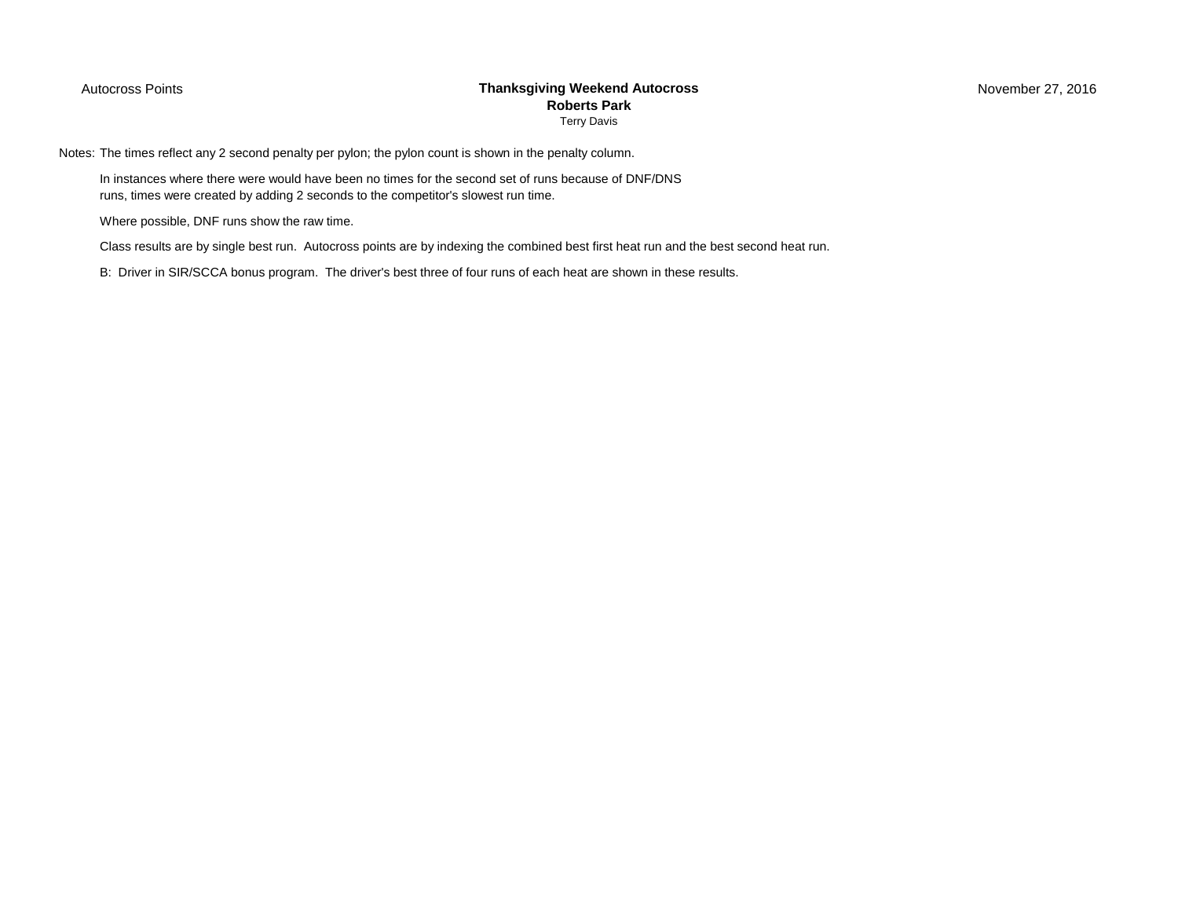Notes: The times reflect any 2 second penalty per pylon; the pylon count is shown in the penalty column.

In instances where there were would have been no times for the second set of runs because of DNF/DNS runs, times were created by adding 2 seconds to the competitor's slowest run time.

Where possible, DNF runs show the raw time.

Class results are by single best run. Autocross points are by indexing the combined best first heat run and the best second heat run.

B: Driver in SIR/SCCA bonus program. The driver's best three of four runs of each heat are shown in these results.